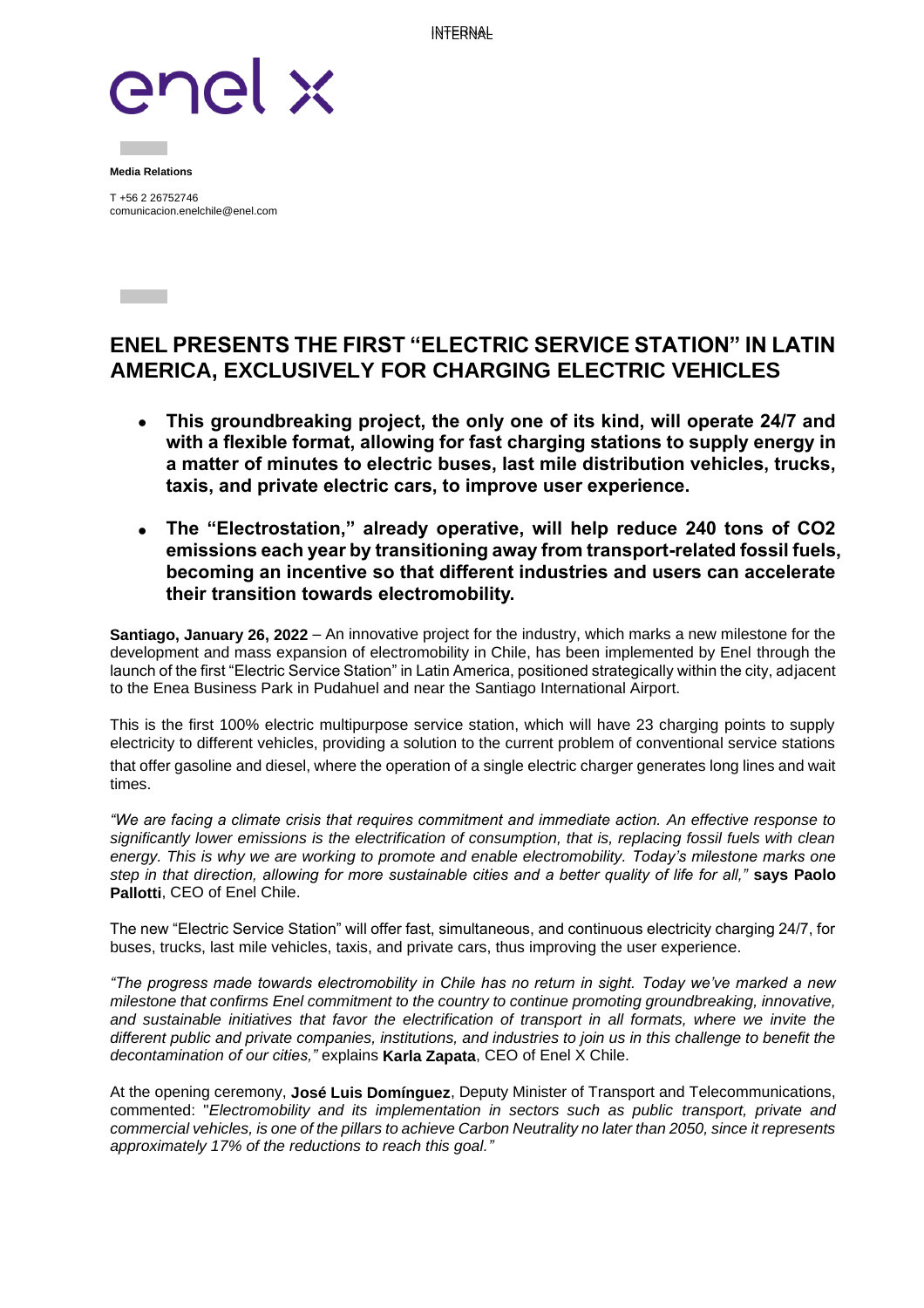**Media Relations**

T +56 2 26752746
comunicacion.enelchile@enel.com

# ENEL PRESENTS THE FIRST "ELECTRIC SERVICE STATION" IN LATIN AMERICA, EXCLUSIVELY FOR CHARGING ELECTRIC VEHICLES

- **This groundbreaking project, the only one of its kind, will operate 24/7 and with a flexible format, allowing for fast charging stations to supply energy in a matter of minutes to electric buses, last mile distribution vehicles, trucks, taxis, and private electric cars, to improve user experience.**

- **The "Electrostation," already operative, will help reduce 240 tons of $CO_2$ emissions each year by transitioning away from transport-related fossil fuels, becoming an incentive so that different industries and users can accelerate their transition towards electromobility.**

**Santiago, January 26, 2022** – An innovative project for the industry, which marks a new milestone for the development and mass expansion of electromobility in Chile, has been implemented by Enel through the launch of the first "Electric Service Station" in Latin America, positioned strategically within the city, adjacent to the Enea Business Park in Pudahuel and near the Santiago International Airport.

This is the first 100% electric multipurpose service station, which will have 23 charging points to supply electricity to different vehicles, providing a solution to the current problem of conventional service stations that offer gasoline and diesel, where the operation of a single electric charger generates long lines and wait times.

*"We are facing a climate crisis that requires commitment and immediate action. An effective response to significantly lower emissions is the electrification of consumption, that is, replacing fossil fuels with clean energy. This is why we are working to promote and enable electromobility. Today's milestone marks one step in that direction, allowing for more sustainable cities and a better quality of life for all,"* **says Paolo Pallotti**, CEO of Enel Chile.

The new "Electric Service Station" will offer fast, simultaneous, and continuous electricity charging 24/7, for buses, trucks, last mile vehicles, taxis, and private cars, thus improving the user experience.

*"The progress made towards electromobility in Chile has no return in sight. Today we've marked a new milestone that confirms Enel commitment to the country to continue promoting groundbreaking, innovative, and sustainable initiatives that favor the electrification of transport in all formats, where we invite the different public and private companies, institutions, and industries to join us in this challenge to benefit the decontamination of our cities,"* explains **Karla Zapata**, CEO of Enel X Chile.

At the opening ceremony, **José Luis Domínguez**, Deputy Minister of Transport and Telecommunications, commented: "*Electromobility and its implementation in sectors such as public transport, private and commercial vehicles, is one of the pillars to achieve Carbon Neutrality no later than 2050, since it represents approximately 17% of the reductions to reach this goal."*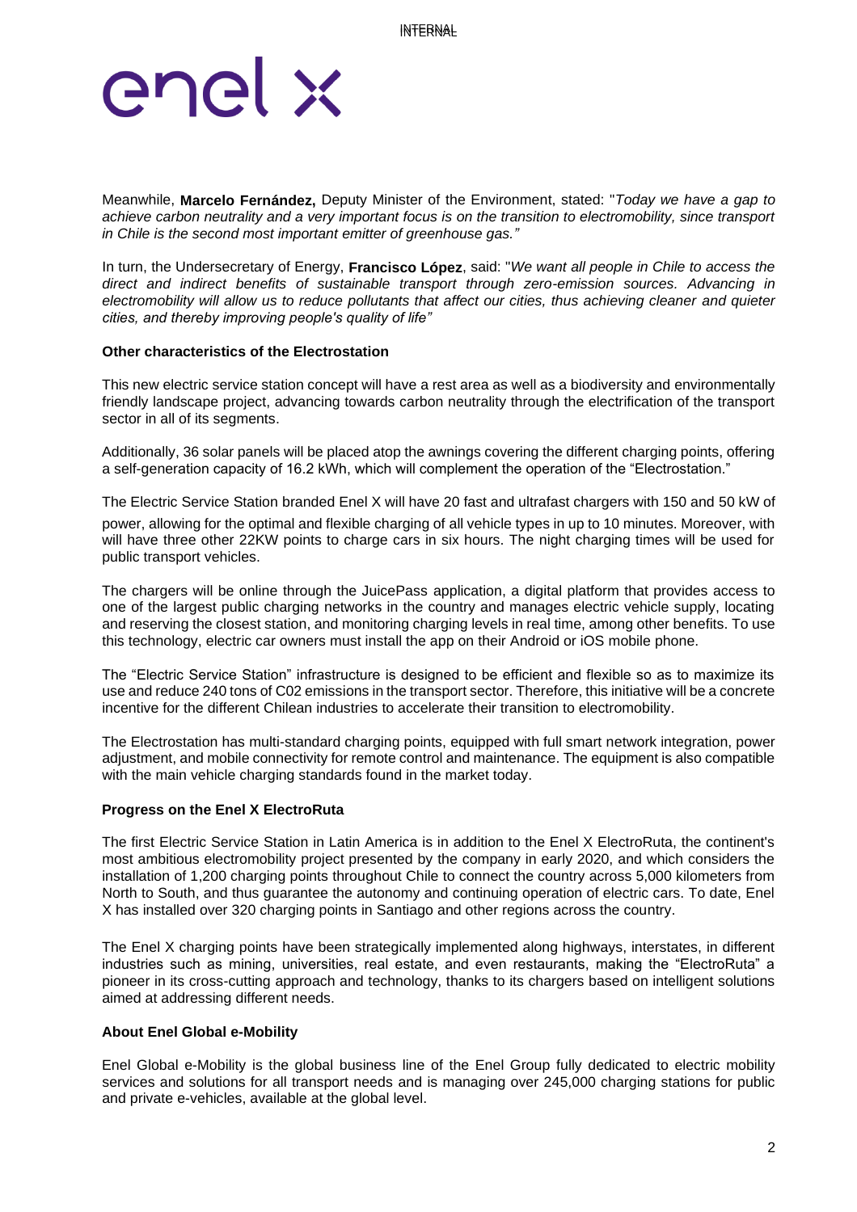Meanwhile, **Marcelo Fernández,** Deputy Minister of the Environment, stated: "*Today we have a gap to achieve carbon neutrality and a very important focus is on the transition to electromobility, since transport in Chile is the second most important emitter of greenhouse gas."*

In turn, the Undersecretary of Energy, **Francisco López**, said: "*We want all people in Chile to access the direct and indirect benefits of sustainable transport through zero-emission sources. Advancing in electromobility will allow us to reduce pollutants that affect our cities, thus achieving cleaner and quieter cities, and thereby improving people's quality of life"*

**Other characteristics of the Electrostation**

This new electric service station concept will have a rest area as well as a biodiversity and environmentally friendly landscape project, advancing towards carbon neutrality through the electrification of the transport sector in all of its segments.

Additionally, 36 solar panels will be placed atop the awnings covering the different charging points, offering a self-generation capacity of 16.2 kWh, which will complement the operation of the "Electrostation."

The Electric Service Station branded Enel X will have 20 fast and ultrafast chargers with 150 and 50 kW of power, allowing for the optimal and flexible charging of all vehicle types in up to 10 minutes. Moreover, with will have three other 22KW points to charge cars in six hours. The night charging times will be used for public transport vehicles.

The chargers will be online through the JuicePass application, a digital platform that provides access to one of the largest public charging networks in the country and manages electric vehicle supply, locating and reserving the closest station, and monitoring charging levels in real time, among other benefits. To use this technology, electric car owners must install the app on their Android or iOS mobile phone.

The "Electric Service Station" infrastructure is designed to be efficient and flexible so as to maximize its use and reduce 240 tons of C02 emissions in the transport sector. Therefore, this initiative will be a concrete incentive for the different Chilean industries to accelerate their transition to electromobility.

The Electrostation has multi-standard charging points, equipped with full smart network integration, power adjustment, and mobile connectivity for remote control and maintenance. The equipment is also compatible with the main vehicle charging standards found in the market today.

**Progress on the Enel X ElectroRuta**

The first Electric Service Station in Latin America is in addition to the Enel X ElectroRuta, the continent's most ambitious electromobility project presented by the company in early 2020, and which considers the installation of 1,200 charging points throughout Chile to connect the country across 5,000 kilometers from North to South, and thus guarantee the autonomy and continuing operation of electric cars. To date, Enel X has installed over 320 charging points in Santiago and other regions across the country.

The Enel X charging points have been strategically implemented along highways, interstates, in different industries such as mining, universities, real estate, and even restaurants, making the "ElectroRuta" a pioneer in its cross-cutting approach and technology, thanks to its chargers based on intelligent solutions aimed at addressing different needs.

**About Enel Global e-Mobility**

Enel Global e-Mobility is the global business line of the Enel Group fully dedicated to electric mobility services and solutions for all transport needs and is managing over 245,000 charging stations for public and private e-vehicles, available at the global level.